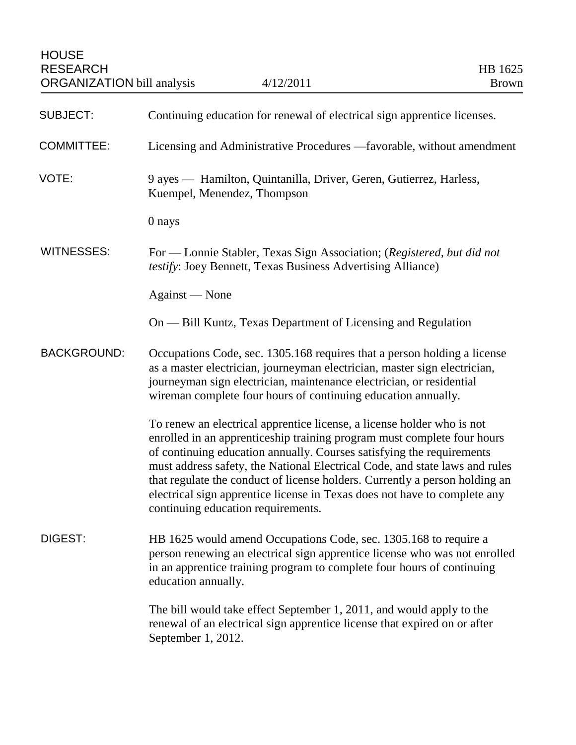HOUSE
RESEARCH
ORGANIZATION bill analysis — 4/12/2011 — HB 1625
Brown

**SUBJECT:** Continuing education for renewal of electrical sign apprentice licenses.

**COMMITTEE:** Licensing and Administrative Procedures —favorable, without amendment

**VOTE:** 9 ayes — Hamilton, Quintanilla, Driver, Geren, Gutierrez, Harless, Kuempel, Menendez, Thompson

0 nays

**WITNESSES:** For — Lonnie Stabler, Texas Sign Association; (*Registered, but did not testify*: Joey Bennett, Texas Business Advertising Alliance)

Against — None

On — Bill Kuntz, Texas Department of Licensing and Regulation

**BACKGROUND:** Occupations Code, sec. 1305.168 requires that a person holding a license as a master electrician, journeyman electrician, master sign electrician, journeyman sign electrician, maintenance electrician, or residential wireman complete four hours of continuing education annually.

To renew an electrical apprentice license, a license holder who is not enrolled in an apprenticeship training program must complete four hours of continuing education annually. Courses satisfying the requirements must address safety, the National Electrical Code, and state laws and rules that regulate the conduct of license holders. Currently a person holding an electrical sign apprentice license in Texas does not have to complete any continuing education requirements.

**DIGEST:** HB 1625 would amend Occupations Code, sec. 1305.168 to require a person renewing an electrical sign apprentice license who was not enrolled in an apprentice training program to complete four hours of continuing education annually.

The bill would take effect September 1, 2011, and would apply to the renewal of an electrical sign apprentice license that expired on or after September 1, 2012.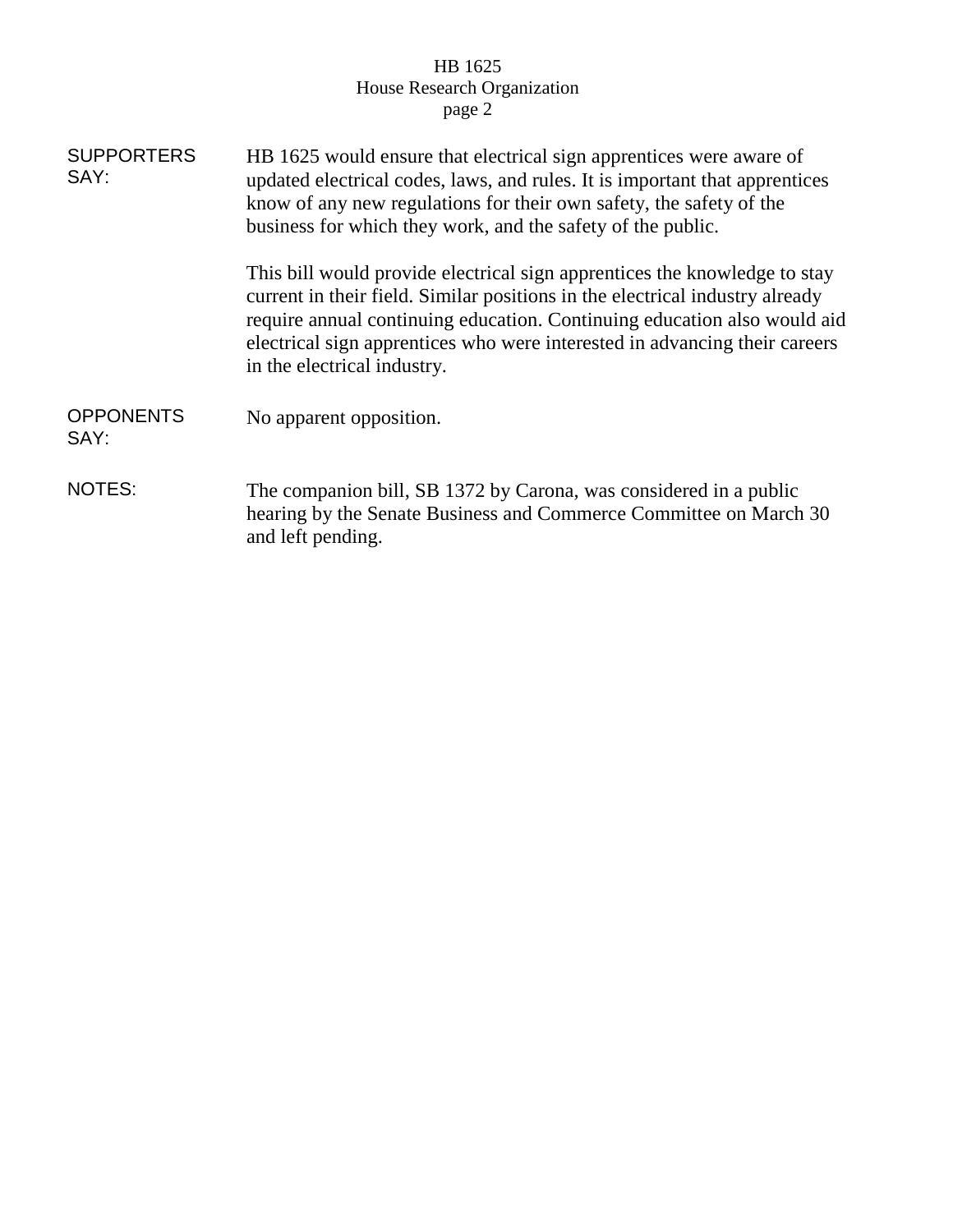**SUPPORTERS SAY:**

HB 1625 would ensure that electrical sign apprentices were aware of updated electrical codes, laws, and rules. It is important that apprentices know of any new regulations for their own safety, the safety of the business for which they work, and the safety of the public.

This bill would provide electrical sign apprentices the knowledge to stay current in their field. Similar positions in the electrical industry already require annual continuing education. Continuing education also would aid electrical sign apprentices who were interested in advancing their careers in the electrical industry.

**OPPONENTS SAY:**

No apparent opposition.

**NOTES:**

The companion bill, SB 1372 by Carona, was considered in a public hearing by the Senate Business and Commerce Committee on March 30 and left pending.